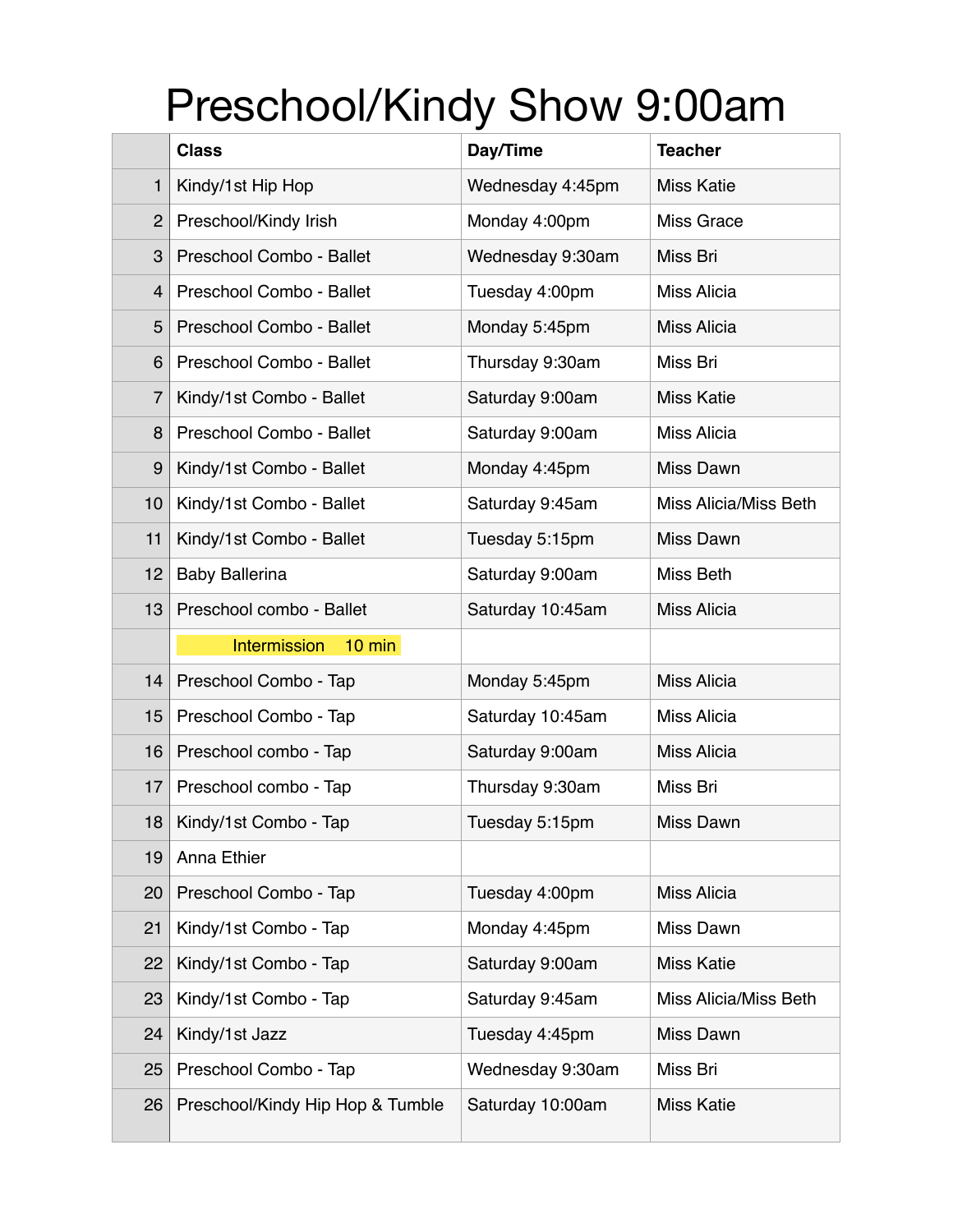# Preschool/Kindy Show 9:00am

| | Class | Day/Time | Teacher |
|---|---|---|---|
| 1 | Kindy/1st Hip Hop | Wednesday 4:45pm | Miss Katie |
| 2 | Preschool/Kindy Irish | Monday 4:00pm | Miss Grace |
| 3 | Preschool Combo - Ballet | Wednesday 9:30am | Miss Bri |
| 4 | Preschool Combo - Ballet | Tuesday 4:00pm | Miss Alicia |
| 5 | Preschool Combo - Ballet | Monday 5:45pm | Miss Alicia |
| 6 | Preschool Combo - Ballet | Thursday 9:30am | Miss Bri |
| 7 | Kindy/1st Combo - Ballet | Saturday 9:00am | Miss Katie |
| 8 | Preschool Combo - Ballet | Saturday 9:00am | Miss Alicia |
| 9 | Kindy/1st Combo - Ballet | Monday 4:45pm | Miss Dawn |
| 10 | Kindy/1st Combo - Ballet | Saturday 9:45am | Miss Alicia/Miss Beth |
| 11 | Kindy/1st Combo - Ballet | Tuesday 5:15pm | Miss Dawn |
| 12 | Baby Ballerina | Saturday 9:00am | Miss Beth |
| 13 | Preschool combo - Ballet | Saturday 10:45am | Miss Alicia |
| | Intermission 10 min | | |
| 14 | Preschool Combo - Tap | Monday 5:45pm | Miss Alicia |
| 15 | Preschool Combo - Tap | Saturday 10:45am | Miss Alicia |
| 16 | Preschool combo - Tap | Saturday 9:00am | Miss Alicia |
| 17 | Preschool combo - Tap | Thursday 9:30am | Miss Bri |
| 18 | Kindy/1st Combo - Tap | Tuesday 5:15pm | Miss Dawn |
| 19 | Anna Ethier | | |
| 20 | Preschool Combo - Tap | Tuesday 4:00pm | Miss Alicia |
| 21 | Kindy/1st Combo - Tap | Monday 4:45pm | Miss Dawn |
| 22 | Kindy/1st Combo - Tap | Saturday 9:00am | Miss Katie |
| 23 | Kindy/1st Combo - Tap | Saturday 9:45am | Miss Alicia/Miss Beth |
| 24 | Kindy/1st Jazz | Tuesday 4:45pm | Miss Dawn |
| 25 | Preschool Combo - Tap | Wednesday 9:30am | Miss Bri |
| 26 | Preschool/Kindy Hip Hop & Tumble | Saturday 10:00am | Miss Katie |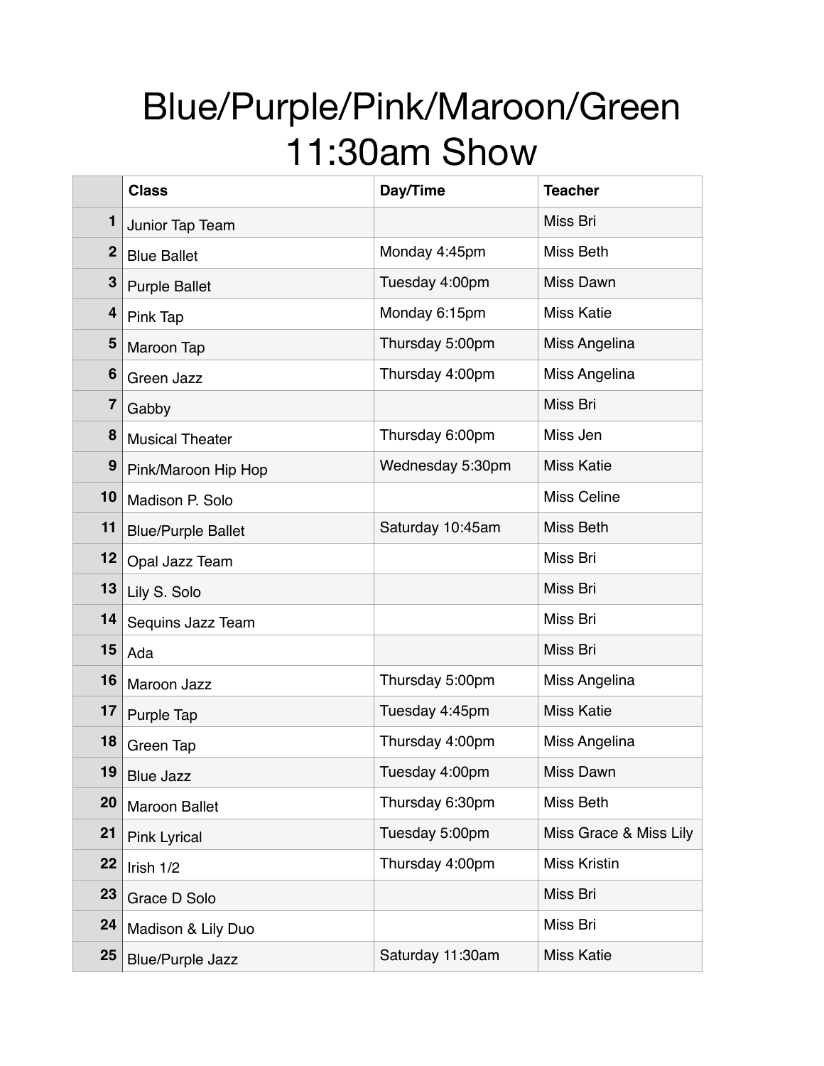# Blue/Purple/Pink/Maroon/Green 11:30am Show

| | Class | Day/Time | Teacher |
|---|---|---|---|
| 1 | Junior Tap Team | | Miss Bri |
| 2 | Blue Ballet | Monday 4:45pm | Miss Beth |
| 3 | Purple Ballet | Tuesday 4:00pm | Miss Dawn |
| 4 | Pink Tap | Monday 6:15pm | Miss Katie |
| 5 | Maroon Tap | Thursday 5:00pm | Miss Angelina |
| 6 | Green Jazz | Thursday 4:00pm | Miss Angelina |
| 7 | Gabby | | Miss Bri |
| 8 | Musical Theater | Thursday 6:00pm | Miss Jen |
| 9 | Pink/Maroon Hip Hop | Wednesday 5:30pm | Miss Katie |
| 10 | Madison P. Solo | | Miss Celine |
| 11 | Blue/Purple Ballet | Saturday 10:45am | Miss Beth |
| 12 | Opal Jazz Team | | Miss Bri |
| 13 | Lily S. Solo | | Miss Bri |
| 14 | Sequins Jazz Team | | Miss Bri |
| 15 | Ada | | Miss Bri |
| 16 | Maroon Jazz | Thursday 5:00pm | Miss Angelina |
| 17 | Purple Tap | Tuesday 4:45pm | Miss Katie |
| 18 | Green Tap | Thursday 4:00pm | Miss Angelina |
| 19 | Blue Jazz | Tuesday 4:00pm | Miss Dawn |
| 20 | Maroon Ballet | Thursday 6:30pm | Miss Beth |
| 21 | Pink Lyrical | Tuesday 5:00pm | Miss Grace & Miss Lily |
| 22 | Irish 1/2 | Thursday 4:00pm | Miss Kristin |
| 23 | Grace D Solo | | Miss Bri |
| 24 | Madison & Lily Duo | | Miss Bri |
| 25 | Blue/Purple Jazz | Saturday 11:30am | Miss Katie |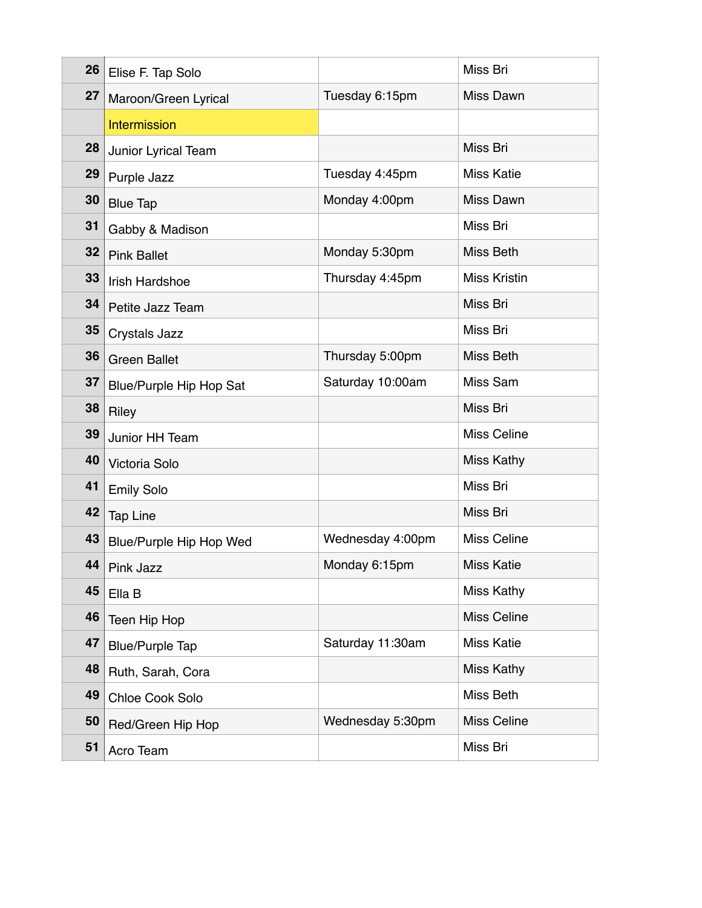| | | | |
|---|---|---|---|
| 26 | Elise F. Tap Solo | | Miss Bri |
| 27 | Maroon/Green Lyrical | Tuesday 6:15pm | Miss Dawn |
| | Intermission | | |
| 28 | Junior Lyrical Team | | Miss Bri |
| 29 | Purple Jazz | Tuesday 4:45pm | Miss Katie |
| 30 | Blue Tap | Monday 4:00pm | Miss Dawn |
| 31 | Gabby & Madison | | Miss Bri |
| 32 | Pink Ballet | Monday 5:30pm | Miss Beth |
| 33 | Irish Hardshoe | Thursday 4:45pm | Miss Kristin |
| 34 | Petite Jazz Team | | Miss Bri |
| 35 | Crystals Jazz | | Miss Bri |
| 36 | Green Ballet | Thursday 5:00pm | Miss Beth |
| 37 | Blue/Purple Hip Hop Sat | Saturday 10:00am | Miss Sam |
| 38 | Riley | | Miss Bri |
| 39 | Junior HH Team | | Miss Celine |
| 40 | Victoria Solo | | Miss Kathy |
| 41 | Emily Solo | | Miss Bri |
| 42 | Tap Line | | Miss Bri |
| 43 | Blue/Purple Hip Hop Wed | Wednesday 4:00pm | Miss Celine |
| 44 | Pink Jazz | Monday 6:15pm | Miss Katie |
| 45 | Ella B | | Miss Kathy |
| 46 | Teen Hip Hop | | Miss Celine |
| 47 | Blue/Purple Tap | Saturday 11:30am | Miss Katie |
| 48 | Ruth, Sarah, Cora | | Miss Kathy |
| 49 | Chloe Cook Solo | | Miss Beth |
| 50 | Red/Green Hip Hop | Wednesday 5:30pm | Miss Celine |
| 51 | Acro Team | | Miss Bri |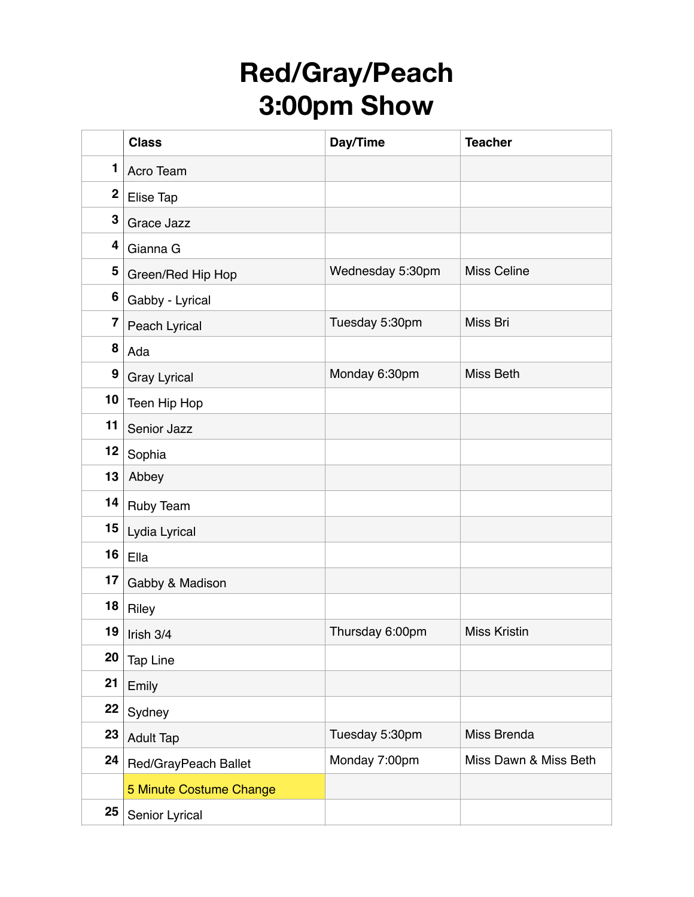# Red/Gray/Peach
# 3:00pm Show

| | Class | Day/Time | Teacher |
|---|---|---|---|
| 1 | Acro Team | | |
| 2 | Elise Tap | | |
| 3 | Grace Jazz | | |
| 4 | Gianna G | | |
| 5 | Green/Red Hip Hop | Wednesday 5:30pm | Miss Celine |
| 6 | Gabby - Lyrical | | |
| 7 | Peach Lyrical | Tuesday 5:30pm | Miss Bri |
| 8 | Ada | | |
| 9 | Gray Lyrical | Monday 6:30pm | Miss Beth |
| 10 | Teen Hip Hop | | |
| 11 | Senior Jazz | | |
| 12 | Sophia | | |
| 13 | Abbey | | |
| 14 | Ruby Team | | |
| 15 | Lydia Lyrical | | |
| 16 | Ella | | |
| 17 | Gabby & Madison | | |
| 18 | Riley | | |
| 19 | Irish 3/4 | Thursday 6:00pm | Miss Kristin |
| 20 | Tap Line | | |
| 21 | Emily | | |
| 22 | Sydney | | |
| 23 | Adult Tap | Tuesday 5:30pm | Miss Brenda |
| 24 | Red/GrayPeach Ballet | Monday 7:00pm | Miss Dawn & Miss Beth |
| | 5 Minute Costume Change | | |
| 25 | Senior Lyrical | | |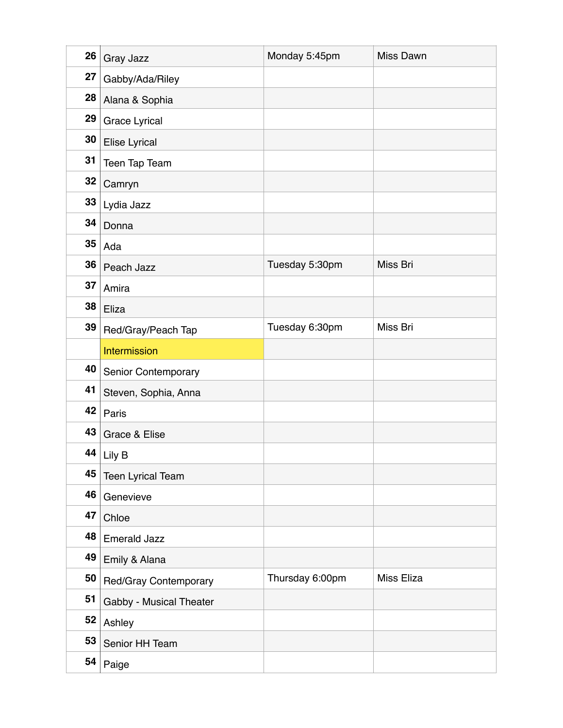| | | | |
|---|---|---|---|
| 26 | Gray Jazz | Monday 5:45pm | Miss Dawn |
| 27 | Gabby/Ada/Riley | | |
| 28 | Alana & Sophia | | |
| 29 | Grace Lyrical | | |
| 30 | Elise Lyrical | | |
| 31 | Teen Tap Team | | |
| 32 | Camryn | | |
| 33 | Lydia Jazz | | |
| 34 | Donna | | |
| 35 | Ada | | |
| 36 | Peach Jazz | Tuesday 5:30pm | Miss Bri |
| 37 | Amira | | |
| 38 | Eliza | | |
| 39 | Red/Gray/Peach Tap | Tuesday 6:30pm | Miss Bri |
| | Intermission | | |
| 40 | Senior Contemporary | | |
| 41 | Steven, Sophia, Anna | | |
| 42 | Paris | | |
| 43 | Grace & Elise | | |
| 44 | Lily B | | |
| 45 | Teen Lyrical Team | | |
| 46 | Genevieve | | |
| 47 | Chloe | | |
| 48 | Emerald Jazz | | |
| 49 | Emily & Alana | | |
| 50 | Red/Gray Contemporary | Thursday 6:00pm | Miss Eliza |
| 51 | Gabby - Musical Theater | | |
| 52 | Ashley | | |
| 53 | Senior HH Team | | |
| 54 | Paige | | |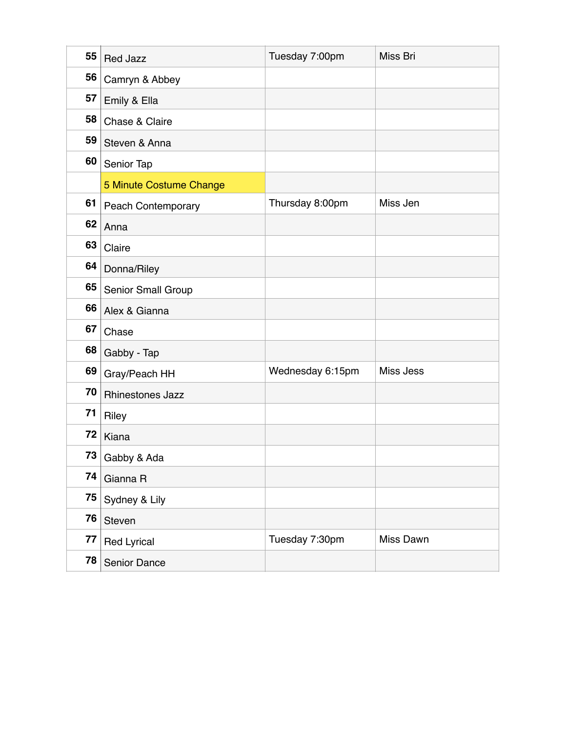| | | | |
|---|---|---|---|
| 55 | Red Jazz | Tuesday 7:00pm | Miss Bri |
| 56 | Camryn & Abbey | | |
| 57 | Emily & Ella | | |
| 58 | Chase & Claire | | |
| 59 | Steven & Anna | | |
| 60 | Senior Tap | | |
| | 5 Minute Costume Change | | |
| 61 | Peach Contemporary | Thursday 8:00pm | Miss Jen |
| 62 | Anna | | |
| 63 | Claire | | |
| 64 | Donna/Riley | | |
| 65 | Senior Small Group | | |
| 66 | Alex & Gianna | | |
| 67 | Chase | | |
| 68 | Gabby - Tap | | |
| 69 | Gray/Peach HH | Wednesday 6:15pm | Miss Jess |
| 70 | Rhinestones Jazz | | |
| 71 | Riley | | |
| 72 | Kiana | | |
| 73 | Gabby & Ada | | |
| 74 | Gianna R | | |
| 75 | Sydney & Lily | | |
| 76 | Steven | | |
| 77 | Red Lyrical | Tuesday 7:30pm | Miss Dawn |
| 78 | Senior Dance | | |